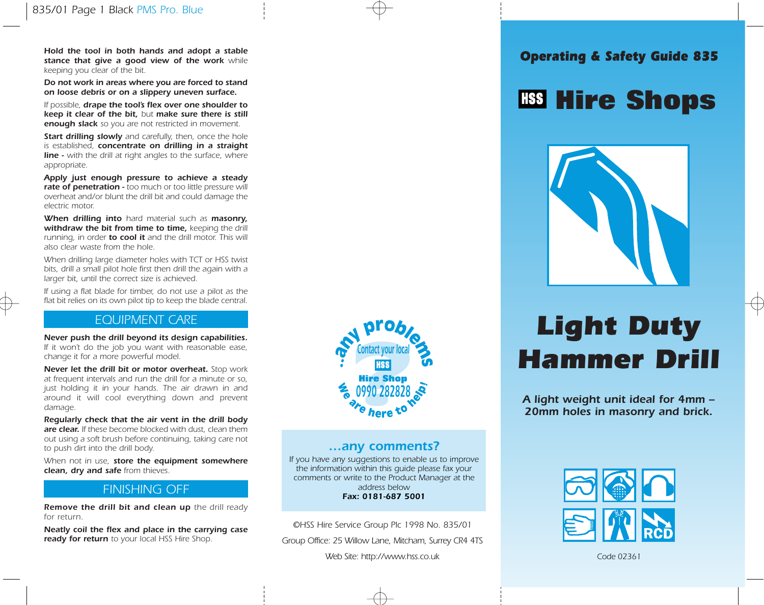**Hold the tool in both hands and adopt a stable stance that give a good view of the work** while keeping you clear of the bit.

**Do not work in areas where you are forced to stand on loose debris or on a slippery uneven surface.**

If possible, **drape the tool's flex over one shoulder to keep it clear of the bit,** but **make sure there is still enough slack** so you are not restricted in movement.

**Start drilling slowly** and carefully, then, once the hole is established, **concentrate on drilling in a straight line -** with the drill at right angles to the surface, where appropriate.

**Apply just enough pressure to achieve a steady rate of penetration -** too much or too little pressure will overheat and/or blunt the drill bit and could damage the electric motor.

**When drilling into** hard material such as **masonry, withdraw the bit from time to time,** keeping the drill running, in order **to cool it** and the drill motor. This will also clear waste from the hole.

When drilling large diameter holes with TCT or HSS twist bits, drill a small pilot hole first then drill the again with a larger bit, until the correct size is achieved.

If using a flat blade for timber, do not use a pilot as the flat bit relies on its own pilot tip to keep the blade central.

## EQUIPMENT CARE

**Never push the drill beyond its design capabilities.** If it won't do the job you want with reasonable ease, change it for a more powerful model.

**Never let the drill bit or motor overheat.** Stop work at frequent intervals and run the drill for a minute or so, just holding it in your hands. The air drawn in and around it will cool everything down and prevent damage.

**Regularly check that the air vent in the drill body are clear.** If these become blocked with dust, clean them out using a soft brush before continuing, taking care not to push dirt into the drill body.

When not in use, **store the equipment somewhere clean, dry and safe** from thieves.

## FINISHING OFF

**Remove the drill bit and clean up** the drill ready for return.

**Neatly coil the flex and place in the carrying case ready for return** to your local HSS Hire Shop.

...any problems? Contact your local HSS Hire Shop 0990 282828 we are here to help!

### ...any comments?

If you have any suggestions to enable us to improve the information within this guide please fax your comments or write to the Product Manager at the address below
**Fax: 0181-687 5001**

©HSS Hire Service Group Plc 1998 No. 835/01

Group Office: 25 Willow Lane, Mitcham, Surrey CR4 4TS

Web Site: http://www.hss.co.uk

## Operating & Safety Guide 835

# HSS Hire Shops

# Light Duty Hammer Drill

***A light weight unit ideal for 4mm – 20mm holes in masonry and brick.***

RCD

Code 02361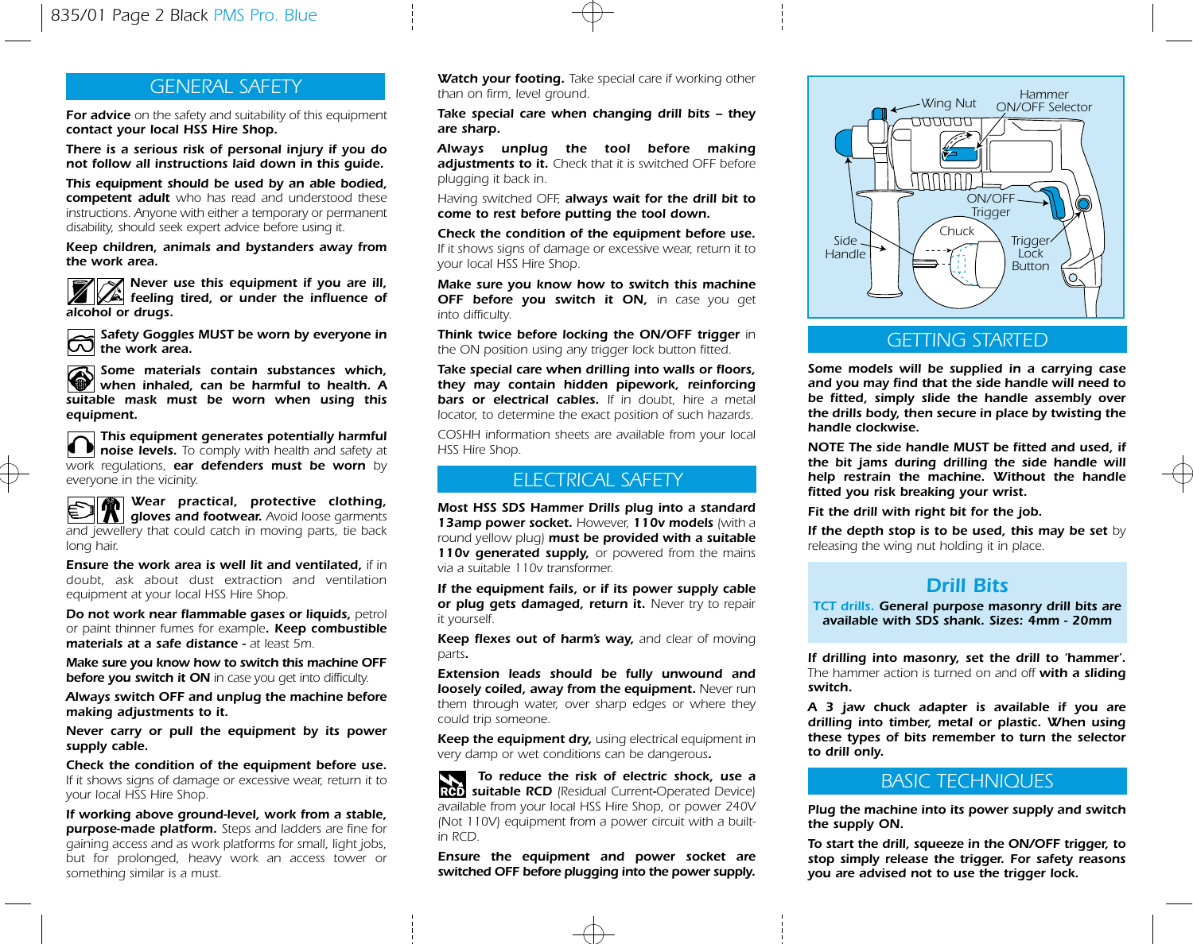## GENERAL SAFETY

**For advice** on the safety and suitability of this equipment **contact your local HSS Hire Shop.**

**There is a serious risk of personal injury if you do not follow all instructions laid down in this guide.**

**This equipment should be used by an able bodied, competent adult** who has read and understood these instructions. Anyone with either a temporary or permanent disability, should seek expert advice before using it.

**Keep children, animals and bystanders away from the work area.**

**Never use this equipment if you are ill, feeling tired, or under the influence of alcohol or drugs.**

**Safety Goggles MUST be worn by everyone in the work area.**

**Some materials contain substances which, when inhaled, can be harmful to health. A suitable mask must be worn when using this equipment.**

**This equipment generates potentially harmful noise levels.** To comply with health and safety at work regulations, **ear defenders must be worn** by everyone in the vicinity.

**Wear practical, protective clothing, gloves and footwear.** Avoid loose garments and jewellery that could catch in moving parts, tie back long hair.

**Ensure the work area is well lit and ventilated,** if in doubt, ask about dust extraction and ventilation equipment at your local HSS Hire Shop.

**Do not work near flammable gases or liquids,** petrol or paint thinner fumes for example**. Keep combustible materials at a safe distance** - at least 5m.

**Make sure you know how to switch this machine OFF before you switch it ON** in case you get into difficulty.

**Always switch OFF and unplug the machine before making adjustments to it.**

**Never carry or pull the equipment by its power supply cable.**

**Check the condition of the equipment before use.** If it shows signs of damage or excessive wear, return it to your local HSS Hire Shop.

**If working above ground-level, work from a stable, purpose-made platform.** Steps and ladders are fine for gaining access and as work platforms for small, light jobs, but for prolonged, heavy work an access tower or something similar is a must.

**Watch your footing.** Take special care if working other than on firm, level ground.

**Take special care when changing drill bits – they are sharp.**

**Always unplug the tool before making adjustments to it.** Check that it is switched OFF before plugging it back in.

Having switched OFF, **always wait for the drill bit to come to rest before putting the tool down.**

**Check the condition of the equipment before use.** If it shows signs of damage or excessive wear, return it to your local HSS Hire Shop.

**Make sure you know how to switch this machine OFF before you switch it ON,** in case you get into difficulty.

**Think twice before locking the ON/OFF trigger** in the ON position using any trigger lock button fitted.

**Take special care when drilling into walls or floors, they may contain hidden pipework, reinforcing bars or electrical cables.** If in doubt, hire a metal locator, to determine the exact position of such hazards.

COSHH information sheets are available from your local HSS Hire Shop.

## ELECTRICAL SAFETY

**Most HSS SDS Hammer Drills plug into a standard 13amp power socket.** However, **110v models** (with a round yellow plug) **must be provided with a suitable 110v generated supply,** or powered from the mains via a suitable 110v transformer.

**If the equipment fails, or if its power supply cable or plug gets damaged, return it.** Never try to repair it yourself.

**Keep flexes out of harm's way,** and clear of moving parts**.**

**Extension leads should be fully unwound and loosely coiled, away from the equipment.** Never run them through water, over sharp edges or where they could trip someone.

**Keep the equipment dry,** using electrical equipment in very damp or wet conditions can be dangerous**.**

RCD **To reduce the risk of electric shock, use a suitable RCD** (Residual Current-Operated Device) available from your local HSS Hire Shop, or power 240V (Not 110V) equipment from a power circuit with a built-in RCD.

**Ensure the equipment and power socket are switched OFF before plugging into the power supply.**

Wing Nut

Hammer ON/OFF Selector

ON/OFF Trigger

Chuck

Side Handle

Trigger Lock Button

## GETTING STARTED

**Some models will be supplied in a carrying case and you may find that the side handle will need to be fitted, simply slide the handle assembly over the drills body, then secure in place by twisting the handle clockwise.**

**NOTE The side handle MUST be fitted and used, if the bit jams during drilling the side handle will help restrain the machine. Without the handle fitted you risk breaking your wrist.**

**Fit the drill with right bit for the job.**

**If the depth stop is to be used, this may be set** by releasing the wing nut holding it in place.

### Drill Bits

**TCT drills. General purpose masonry drill bits are available with SDS shank. Sizes: 4mm - 20mm**

**If drilling into masonry, set the drill to 'hammer'.** The hammer action is turned on and off **with a sliding switch.**

**A 3 jaw chuck adapter is available if you are drilling into timber, metal or plastic. When using these types of bits remember to turn the selector to drill only.**

## BASIC TECHNIQUES

**Plug the machine into its power supply and switch the supply ON.**

**To start the drill, squeeze in the ON/OFF trigger, to stop simply release the trigger. For safety reasons you are advised not to use the trigger lock.**